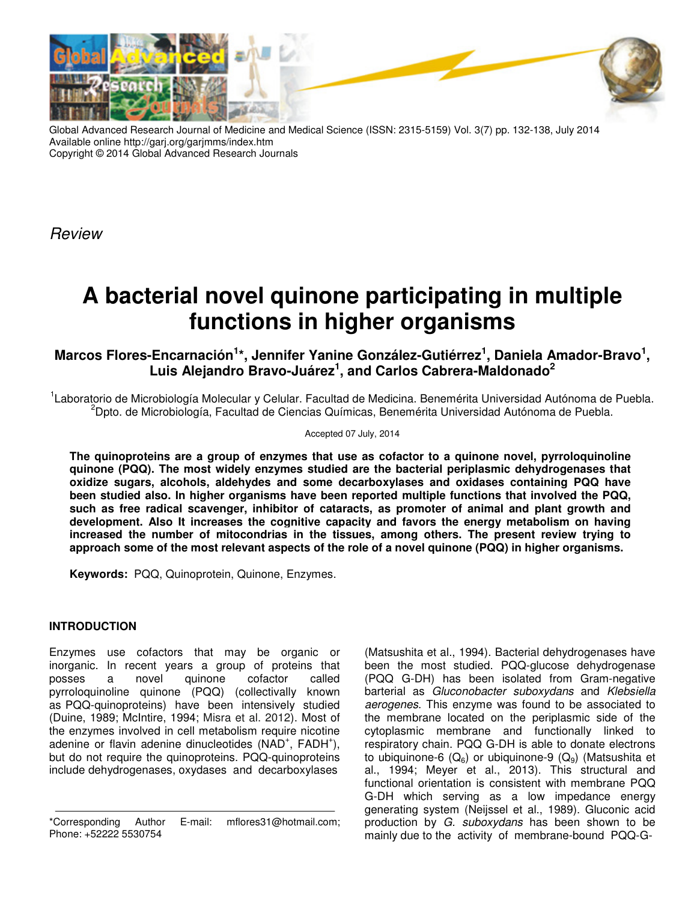Global Advanced Research Journal of Medicine and Medical Science (ISSN: 2315-5159) Vol. 3(7) pp. 132-138, July 2014
Available online http://garj.org/garjmms/index.htm
Copyright © 2014 Global Advanced Research Journals

*Review*

# A bacterial novel quinone participating in multiple functions in higher organisms

**Marcos Flores-Encarnación[1]\*, Jennifer Yanine González-Gutiérrez[1], Daniela Amador-Bravo[1], Luis Alejandro Bravo-Juárez[1], and Carlos Cabrera-Maldonado[2]**

[1]Laboratorio de Microbiología Molecular y Celular. Facultad de Medicina. Benemérita Universidad Autónoma de Puebla.
[2]Dpto. de Microbiología, Facultad de Ciencias Químicas, Benemérita Universidad Autónoma de Puebla.

Accepted 07 July, 2014

**The quinoproteins are a group of enzymes that use as cofactor to a quinone novel, pyrroloquinoline quinone (PQQ). The most widely enzymes studied are the bacterial periplasmic dehydrogenases that oxidize sugars, alcohols, aldehydes and some decarboxylases and oxidases containing PQQ have been studied also. In higher organisms have been reported multiple functions that involved the PQQ, such as free radical scavenger, inhibitor of cataracts, as promoter of animal and plant growth and development. Also It increases the cognitive capacity and favors the energy metabolism on having increased the number of mitocondrias in the tissues, among others. The present review trying to approach some of the most relevant aspects of the role of a novel quinone (PQQ) in higher organisms.**

**Keywords:** PQQ, Quinoprotein, Quinone, Enzymes.

## INTRODUCTION

Enzymes use cofactors that may be organic or inorganic. In recent years a group of proteins that posses a novel quinone cofactor called pyrroloquinoline quinone (PQQ) (collectively known as PQQ-quinoproteins) have been intensively studied (Duine, 1989; McIntire, 1994; Misra et al. 2012). Most of the enzymes involved in cell metabolism require nicotine adenine or flavin adenine dinucleotides ($NAD^+$, $FADH^+$), but do not require the quinoproteins. PQQ-quinoproteins include dehydrogenases, oxydases and decarboxylases (Matsushita et al., 1994). Bacterial dehydrogenases have been the most studied. PQQ-glucose dehydrogenase (PQQ G-DH) has been isolated from Gram-negative barterial as *Gluconobacter suboxydans* and *Klebsiella aerogenes*. This enzyme was found to be associated to the membrane located on the periplasmic side of the cytoplasmic membrane and functionally linked to respiratory chain. PQQ G-DH is able to donate electrons to ubiquinone-6 ($Q_6$) or ubiquinone-9 ($Q_9$) (Matsushita et al., 1994; Meyer et al., 2013). This structural and functional orientation is consistent with membrane PQQ G-DH which serving as a low impedance energy generating system (Neijssel et al., 1989). Gluconic acid production by *G. suboxydans* has been shown to be mainly due to the activity of membrane-bound PQQ-G-

\*Corresponding Author E-mail: mflores31@hotmail.com; Phone: +52222 5530754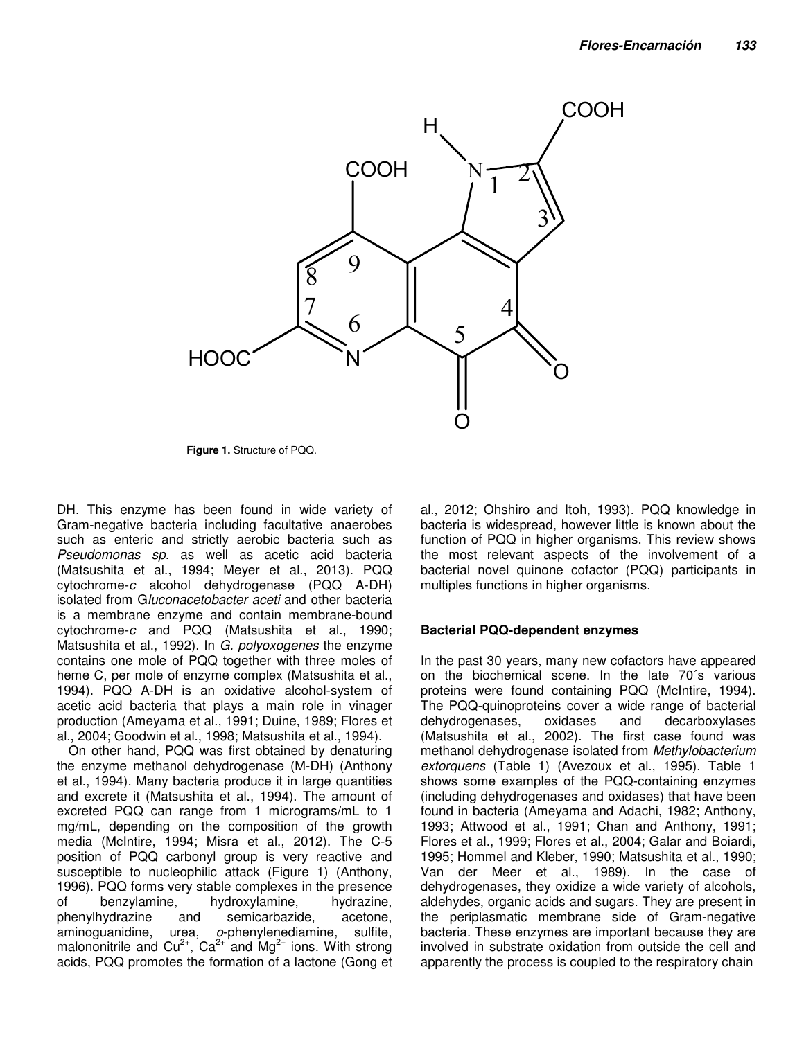COOH

H

COOH

N 1 2

3

9

8

7 4

6

5

HOOC N

O

O

**Figure 1.** Structure of PQQ.

DH. This enzyme has been found in wide variety of Gram-negative bacteria including facultative anaerobes such as enteric and strictly aerobic bacteria such as *Pseudomonas sp.* as well as acetic acid bacteria (Matsushita et al., 1994; Meyer et al., 2013). PQQ cytochrome-*c* alcohol dehydrogenase (PQQ A-DH) isolated from G*luconacetobacter aceti* and other bacteria is a membrane enzyme and contain membrane-bound cytochrome-*c* and PQQ (Matsushita et al., 1990; Matsushita et al., 1992). In *G. polyoxogenes* the enzyme contains one mole of PQQ together with three moles of heme C, per mole of enzyme complex (Matsushita et al., 1994). PQQ A-DH is an oxidative alcohol-system of acetic acid bacteria that plays a main role in vinager production (Ameyama et al., 1991; Duine, 1989; Flores et al., 2004; Goodwin et al., 1998; Matsushita et al., 1994).

On other hand, PQQ was first obtained by denaturing the enzyme methanol dehydrogenase (M-DH) (Anthony et al., 1994). Many bacteria produce it in large quantities and excrete it (Matsushita et al., 1994). The amount of excreted PQQ can range from 1 micrograms/mL to 1 mg/mL, depending on the composition of the growth media (McIntire, 1994; Misra et al., 2012). The C-5 position of PQQ carbonyl group is very reactive and susceptible to nucleophilic attack (Figure 1) (Anthony, 1996). PQQ forms very stable complexes in the presence of benzylamine, hydroxylamine, hydrazine, phenylhydrazine and semicarbazide, acetone, aminoguanidine, urea, *o*-phenylenediamine, sulfite, malononitrile and $Cu^{2+}$, $Ca^{2+}$ and $Mg^{2+}$ ions. With strong acids, PQQ promotes the formation of a lactone (Gong et al., 2012; Ohshiro and Itoh, 1993). PQQ knowledge in bacteria is widespread, however little is known about the function of PQQ in higher organisms. This review shows the most relevant aspects of the involvement of a bacterial novel quinone cofactor (PQQ) participants in multiples functions in higher organisms.

## Bacterial PQQ-dependent enzymes

In the past 30 years, many new cofactors have appeared on the biochemical scene. In the late 70´s various proteins were found containing PQQ (McIntire, 1994). The PQQ-quinoproteins cover a wide range of bacterial dehydrogenases, oxidases and decarboxylases (Matsushita et al., 2002). The first case found was methanol dehydrogenase isolated from *Methylobacterium extorquens* (Table 1) (Avezoux et al., 1995). Table 1 shows some examples of the PQQ-containing enzymes (including dehydrogenases and oxidases) that have been found in bacteria (Ameyama and Adachi, 1982; Anthony, 1993; Attwood et al., 1991; Chan and Anthony, 1991; Flores et al., 1999; Flores et al., 2004; Galar and Boiardi, 1995; Hommel and Kleber, 1990; Matsushita et al., 1990; Van der Meer et al., 1989). In the case of dehydrogenases, they oxidize a wide variety of alcohols, aldehydes, organic acids and sugars. They are present in the periplasmatic membrane side of Gram-negative bacteria. These enzymes are important because they are involved in substrate oxidation from outside the cell and apparently the process is coupled to the respiratory chain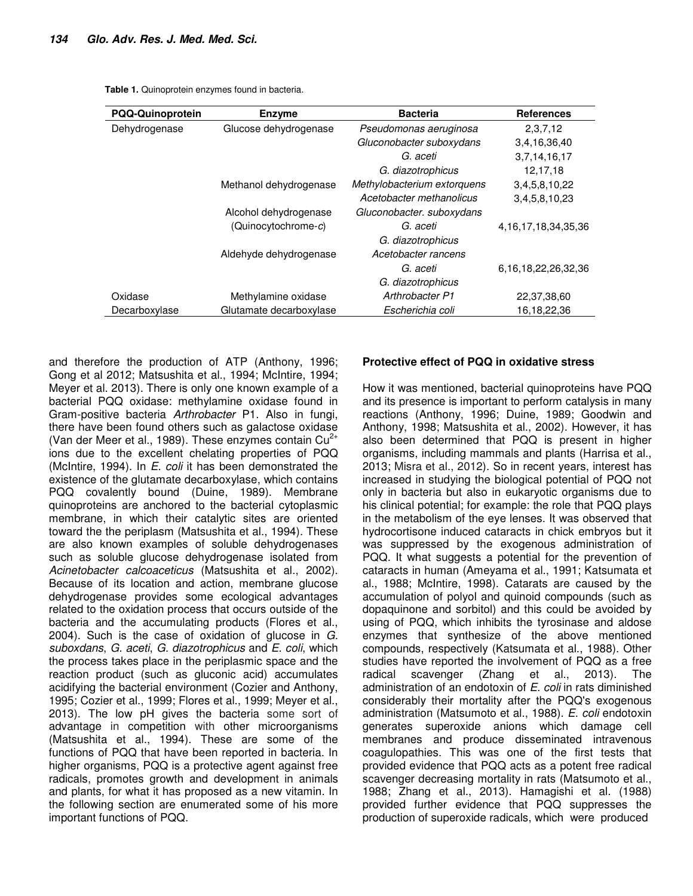**Table 1.** Quinoprotein enzymes found in bacteria.

| PQQ-Quinoprotein | Enzyme | Bacteria | References |
|---|---|---|---|
| Dehydrogenase | Glucose dehydrogenase | *Pseudomonas aeruginosa* | 2,3,7,12 |
| | | *Gluconobacter suboxydans* | 3,4,16,36,40 |
| | | *G. aceti* | 3,7,14,16,17 |
| | | *G. diazotrophicus* | 12,17,18 |
| | Methanol dehydrogenase | *Methylobacterium extorquens* | 3,4,5,8,10,22 |
| | | *Acetobacter methanolicus* | 3,4,5,8,10,23 |
| | Alcohol dehydrogenase (Quinocytochrome-*c*) | *Gluconobacter. suboxydans* *G. aceti* *G. diazotrophicus* | 4,16,17,18,34,35,36 |
| | Aldehyde dehydrogenase | *Acetobacter rancens* *G. aceti* *G. diazotrophicus* | 6,16,18,22,26,32,36 |
| Oxidase | Methylamine oxidase | *Arthrobacter P1* | 22,37,38,60 |
| Decarboxylase | Glutamate decarboxylase | *Escherichia coli* | 16,18,22,36 |

and therefore the production of ATP (Anthony, 1996; Gong et al 2012; Matsushita et al., 1994; McIntire, 1994; Meyer et al. 2013). There is only one known example of a bacterial PQQ oxidase: methylamine oxidase found in Gram-positive bacteria *Arthrobacter* P1. Also in fungi, there have been found others such as galactose oxidase (Van der Meer et al., 1989). These enzymes contain $Cu^{2+}$ ions due to the excellent chelating properties of PQQ (McIntire, 1994). In *E. coli* it has been demonstrated the existence of the glutamate decarboxylase, which contains PQQ covalently bound (Duine, 1989). Membrane quinoproteins are anchored to the bacterial cytoplasmic membrane, in which their catalytic sites are oriented toward the the periplasm (Matsushita et al., 1994). These are also known examples of soluble dehydrogenases such as soluble glucose dehydrogenase isolated from *Acinetobacter calcoaceticus* (Matsushita et al., 2002). Because of its location and action, membrane glucose dehydrogenase provides some ecological advantages related to the oxidation process that occurs outside of the bacteria and the accumulating products (Flores et al., 2004). Such is the case of oxidation of glucose in *G. suboxdans*, *G. aceti*, *G. diazotrophicus* and *E. coli*, which the process takes place in the periplasmic space and the reaction product (such as gluconic acid) accumulates acidifying the bacterial environment (Cozier and Anthony, 1995; Cozier et al., 1999; Flores et al., 1999; Meyer et al., 2013). The low pH gives the bacteria some sort of advantage in competition with other microorganisms (Matsushita et al., 1994). These are some of the functions of PQQ that have been reported in bacteria. In higher organisms, PQQ is a protective agent against free radicals, promotes growth and development in animals and plants, for what it has proposed as a new vitamin. In the following section are enumerated some of his more important functions of PQQ.

### Protective effect of PQQ in oxidative stress

How it was mentioned, bacterial quinoproteins have PQQ and its presence is important to perform catalysis in many reactions (Anthony, 1996; Duine, 1989; Goodwin and Anthony, 1998; Matsushita et al., 2002). However, it has also been determined that PQQ is present in higher organisms, including mammals and plants (Harrisa et al., 2013; Misra et al., 2012). So in recent years, interest has increased in studying the biological potential of PQQ not only in bacteria but also in eukaryotic organisms due to his clinical potential; for example: the role that PQQ plays in the metabolism of the eye lenses. It was observed that hydrocortisone induced cataracts in chick embryos but it was suppressed by the exogenous administration of PQQ. It what suggests a potential for the prevention of cataracts in human (Ameyama et al., 1991; Katsumata et al., 1988; McIntire, 1998). Catarats are caused by the accumulation of polyol and quinoid compounds (such as dopaquinone and sorbitol) and this could be avoided by using of PQQ, which inhibits the tyrosinase and aldose enzymes that synthesize of the above mentioned compounds, respectively (Katsumata et al., 1988). Other studies have reported the involvement of PQQ as a free radical scavenger (Zhang et al., 2013). The administration of an endotoxin of *E. coli* in rats diminished considerably their mortality after the PQQ's exogenous administration (Matsumoto et al., 1988). *E. coli* endotoxin generates superoxide anions which damage cell membranes and produce disseminated intravenous coagulopathies. This was one of the first tests that provided evidence that PQQ acts as a potent free radical scavenger decreasing mortality in rats (Matsumoto et al., 1988; Zhang et al., 2013). Hamagishi et al. (1988) provided further evidence that PQQ suppresses the production of superoxide radicals, which were produced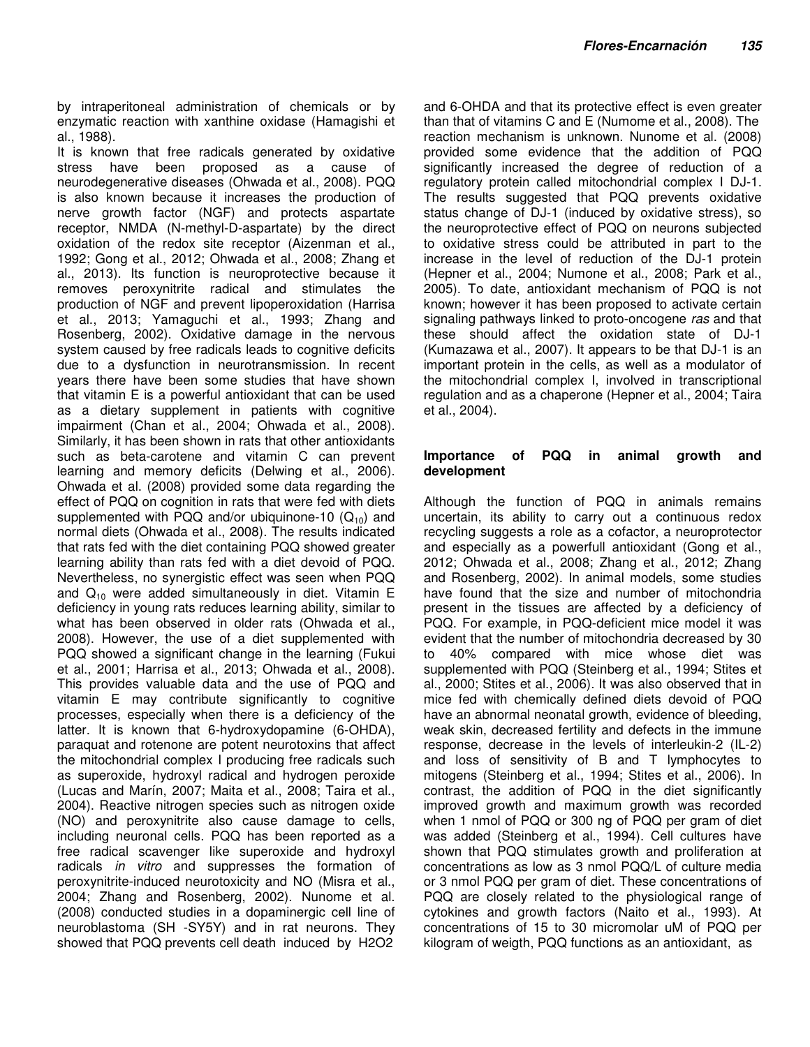by intraperitoneal administration of chemicals or by enzymatic reaction with xanthine oxidase (Hamagishi et al., 1988).

It is known that free radicals generated by oxidative stress have been proposed as a cause of neurodegenerative diseases (Ohwada et al., 2008). PQQ is also known because it increases the production of nerve growth factor (NGF) and protects aspartate receptor, NMDA (N-methyl-D-aspartate) by the direct oxidation of the redox site receptor (Aizenman et al., 1992; Gong et al., 2012; Ohwada et al., 2008; Zhang et al., 2013). Its function is neuroprotective because it removes peroxynitrite radical and stimulates the production of NGF and prevent lipoperoxidation (Harrisa et al., 2013; Yamaguchi et al., 1993; Zhang and Rosenberg, 2002). Oxidative damage in the nervous system caused by free radicals leads to cognitive deficits due to a dysfunction in neurotransmission. In recent years there have been some studies that have shown that vitamin E is a powerful antioxidant that can be used as a dietary supplement in patients with cognitive impairment (Chan et al., 2004; Ohwada et al., 2008). Similarly, it has been shown in rats that other antioxidants such as beta-carotene and vitamin C can prevent learning and memory deficits (Delwing et al., 2006). Ohwada et al. (2008) provided some data regarding the effect of PQQ on cognition in rats that were fed with diets supplemented with PQQ and/or ubiquinone-10 ($Q_{10}$) and normal diets (Ohwada et al., 2008). The results indicated that rats fed with the diet containing PQQ showed greater learning ability than rats fed with a diet devoid of PQQ. Nevertheless, no synergistic effect was seen when PQQ and $Q_{10}$ were added simultaneously in diet. Vitamin E deficiency in young rats reduces learning ability, similar to what has been observed in older rats (Ohwada et al., 2008). However, the use of a diet supplemented with PQQ showed a significant change in the learning (Fukui et al., 2001; Harrisa et al., 2013; Ohwada et al., 2008). This provides valuable data and the use of PQQ and vitamin E may contribute significantly to cognitive processes, especially when there is a deficiency of the latter. It is known that 6-hydroxydopamine (6-OHDA), paraquat and rotenone are potent neurotoxins that affect the mitochondrial complex I producing free radicals such as superoxide, hydroxyl radical and hydrogen peroxide (Lucas and Marín, 2007; Maita et al., 2008; Taira et al., 2004). Reactive nitrogen species such as nitrogen oxide (NO) and peroxynitrite also cause damage to cells, including neuronal cells. PQQ has been reported as a free radical scavenger like superoxide and hydroxyl radicals *in vitro* and suppresses the formation of peroxynitrite-induced neurotoxicity and NO (Misra et al., 2004; Zhang and Rosenberg, 2002). Nunome et al. (2008) conducted studies in a dopaminergic cell line of neuroblastoma (SH -SY5Y) and in rat neurons. They showed that PQQ prevents cell death induced by H2O2 and 6-OHDA and that its protective effect is even greater than that of vitamins C and E (Numome et al., 2008). The reaction mechanism is unknown. Nunome et al. (2008) provided some evidence that the addition of PQQ significantly increased the degree of reduction of a regulatory protein called mitochondrial complex I DJ-1. The results suggested that PQQ prevents oxidative status change of DJ-1 (induced by oxidative stress), so the neuroprotective effect of PQQ on neurons subjected to oxidative stress could be attributed in part to the increase in the level of reduction of the DJ-1 protein (Hepner et al., 2004; Numone et al., 2008; Park et al., 2005). To date, antioxidant mechanism of PQQ is not known; however it has been proposed to activate certain signaling pathways linked to proto-oncogene *ras* and that these should affect the oxidation state of DJ-1 (Kumazawa et al., 2007). It appears to be that DJ-1 is an important protein in the cells, as well as a modulator of the mitochondrial complex I, involved in transcriptional regulation and as a chaperone (Hepner et al., 2004; Taira et al., 2004).

## Importance of PQQ in animal growth and development

Although the function of PQQ in animals remains uncertain, its ability to carry out a continuous redox recycling suggests a role as a cofactor, a neuroprotector and especially as a powerfull antioxidant (Gong et al., 2012; Ohwada et al., 2008; Zhang et al., 2012; Zhang and Rosenberg, 2002). In animal models, some studies have found that the size and number of mitochondria present in the tissues are affected by a deficiency of PQQ. For example, in PQQ-deficient mice model it was evident that the number of mitochondria decreased by 30 to 40% compared with mice whose diet was supplemented with PQQ (Steinberg et al., 1994; Stites et al., 2000; Stites et al., 2006). It was also observed that in mice fed with chemically defined diets devoid of PQQ have an abnormal neonatal growth, evidence of bleeding, weak skin, decreased fertility and defects in the immune response, decrease in the levels of interleukin-2 (IL-2) and loss of sensitivity of B and T lymphocytes to mitogens (Steinberg et al., 1994; Stites et al., 2006). In contrast, the addition of PQQ in the diet significantly improved growth and maximum growth was recorded when 1 nmol of PQQ or 300 ng of PQQ per gram of diet was added (Steinberg et al., 1994). Cell cultures have shown that PQQ stimulates growth and proliferation at concentrations as low as 3 nmol PQQ/L of culture media or 3 nmol PQQ per gram of diet. These concentrations of PQQ are closely related to the physiological range of cytokines and growth factors (Naito et al., 1993). At concentrations of 15 to 30 micromolar uM of PQQ per kilogram of weigth, PQQ functions as an antioxidant, as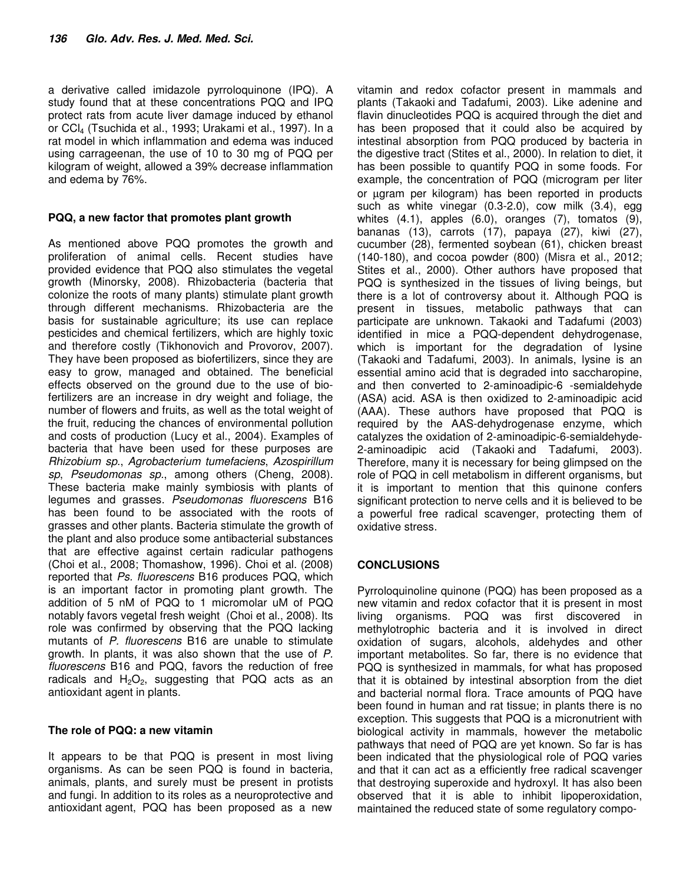a derivative called imidazole pyrroloquinone (IPQ). A study found that at these concentrations PQQ and IPQ protect rats from acute liver damage induced by ethanol or $CCl_4$ (Tsuchida et al., 1993; Urakami et al., 1997). In a rat model in which inflammation and edema was induced using carrageenan, the use of 10 to 30 mg of PQQ per kilogram of weight, allowed a 39% decrease inflammation and edema by 76%.

### PQQ, a new factor that promotes plant growth

As mentioned above PQQ promotes the growth and proliferation of animal cells. Recent studies have provided evidence that PQQ also stimulates the vegetal growth (Minorsky, 2008). Rhizobacteria (bacteria that colonize the roots of many plants) stimulate plant growth through different mechanisms. Rhizobacteria are the basis for sustainable agriculture; its use can replace pesticides and chemical fertilizers, which are highly toxic and therefore costly (Tikhonovich and Provorov, 2007). They have been proposed as biofertilizers, since they are easy to grow, managed and obtained. The beneficial effects observed on the ground due to the use of bio-fertilizers are an increase in dry weight and foliage, the number of flowers and fruits, as well as the total weight of the fruit, reducing the chances of environmental pollution and costs of production (Lucy et al., 2004). Examples of bacteria that have been used for these purposes are *Rhizobium sp*., *Agrobacterium tumefaciens*, *Azospirillum sp*, *Pseudomonas sp*., among others (Cheng, 2008). These bacteria make mainly symbiosis with plants of legumes and grasses. *Pseudomonas fluorescens* B16 has been found to be associated with the roots of grasses and other plants. Bacteria stimulate the growth of the plant and also produce some antibacterial substances that are effective against certain radicular pathogens (Choi et al., 2008; Thomashow, 1996). Choi et al. (2008) reported that *Ps. fluorescens* B16 produces PQQ, which is an important factor in promoting plant growth. The addition of 5 nM of PQQ to 1 micromolar uM of PQQ notably favors vegetal fresh weight (Choi et al., 2008). Its role was confirmed by observing that the PQQ lacking mutants of *P. fluorescens* B16 are unable to stimulate growth. In plants, it was also shown that the use of *P. fluorescens* B16 and PQQ, favors the reduction of free radicals and $H_2O_2$, suggesting that PQQ acts as an antioxidant agent in plants.

### The role of PQQ: a new vitamin

It appears to be that PQQ is present in most living organisms. As can be seen PQQ is found in bacteria, animals, plants, and surely must be present in protists and fungi. In addition to its roles as a neuroprotective and antioxidant agent, PQQ has been proposed as a new vitamin and redox cofactor present in mammals and plants (Takaoki and Tadafumi, 2003). Like adenine and flavin dinucleotides PQQ is acquired through the diet and has been proposed that it could also be acquired by intestinal absorption from PQQ produced by bacteria in the digestive tract (Stites et al., 2000). In relation to diet, it has been possible to quantify PQQ in some foods. For example, the concentration of PQQ (microgram per liter or μgram per kilogram) has been reported in products such as white vinegar (0.3-2.0), cow milk (3.4), egg whites (4.1), apples (6.0), oranges (7), tomatos (9), bananas (13), carrots (17), papaya (27), kiwi (27), cucumber (28), fermented soybean (61), chicken breast (140-180), and cocoa powder (800) (Misra et al., 2012; Stites et al., 2000). Other authors have proposed that PQQ is synthesized in the tissues of living beings, but there is a lot of controversy about it. Although PQQ is present in tissues, metabolic pathways that can participate are unknown. Takaoki and Tadafumi (2003) identified in mice a PQQ-dependent dehydrogenase, which is important for the degradation of lysine (Takaoki and Tadafumi, 2003). In animals, lysine is an essential amino acid that is degraded into saccharopine, and then converted to 2-aminoadipic-6 -semialdehyde (ASA) acid. ASA is then oxidized to 2-aminoadipic acid (AAA). These authors have proposed that PQQ is required by the AAS-dehydrogenase enzyme, which catalyzes the oxidation of 2-aminoadipic-6-semialdehyde-2-aminoadipic acid (Takaoki and Tadafumi, 2003). Therefore, many it is necessary for being glimpsed on the role of PQQ in cell metabolism in different organisms, but it is important to mention that this quinone confers significant protection to nerve cells and it is believed to be a powerful free radical scavenger, protecting them of oxidative stress.

## CONCLUSIONS

Pyrroloquinoline quinone (PQQ) has been proposed as a new vitamin and redox cofactor that it is present in most living organisms. PQQ was first discovered in methylotrophic bacteria and it is involved in direct oxidation of sugars, alcohols, aldehydes and other important metabolites. So far, there is no evidence that PQQ is synthesized in mammals, for what has proposed that it is obtained by intestinal absorption from the diet and bacterial normal flora. Trace amounts of PQQ have been found in human and rat tissue; in plants there is no exception. This suggests that PQQ is a micronutrient with biological activity in mammals, however the metabolic pathways that need of PQQ are yet known. So far is has been indicated that the physiological role of PQQ varies and that it can act as a efficiently free radical scavenger that destroying superoxide and hydroxyl. It has also been observed that it is able to inhibit lipoperoxidation, maintained the reduced state of some regulatory compo-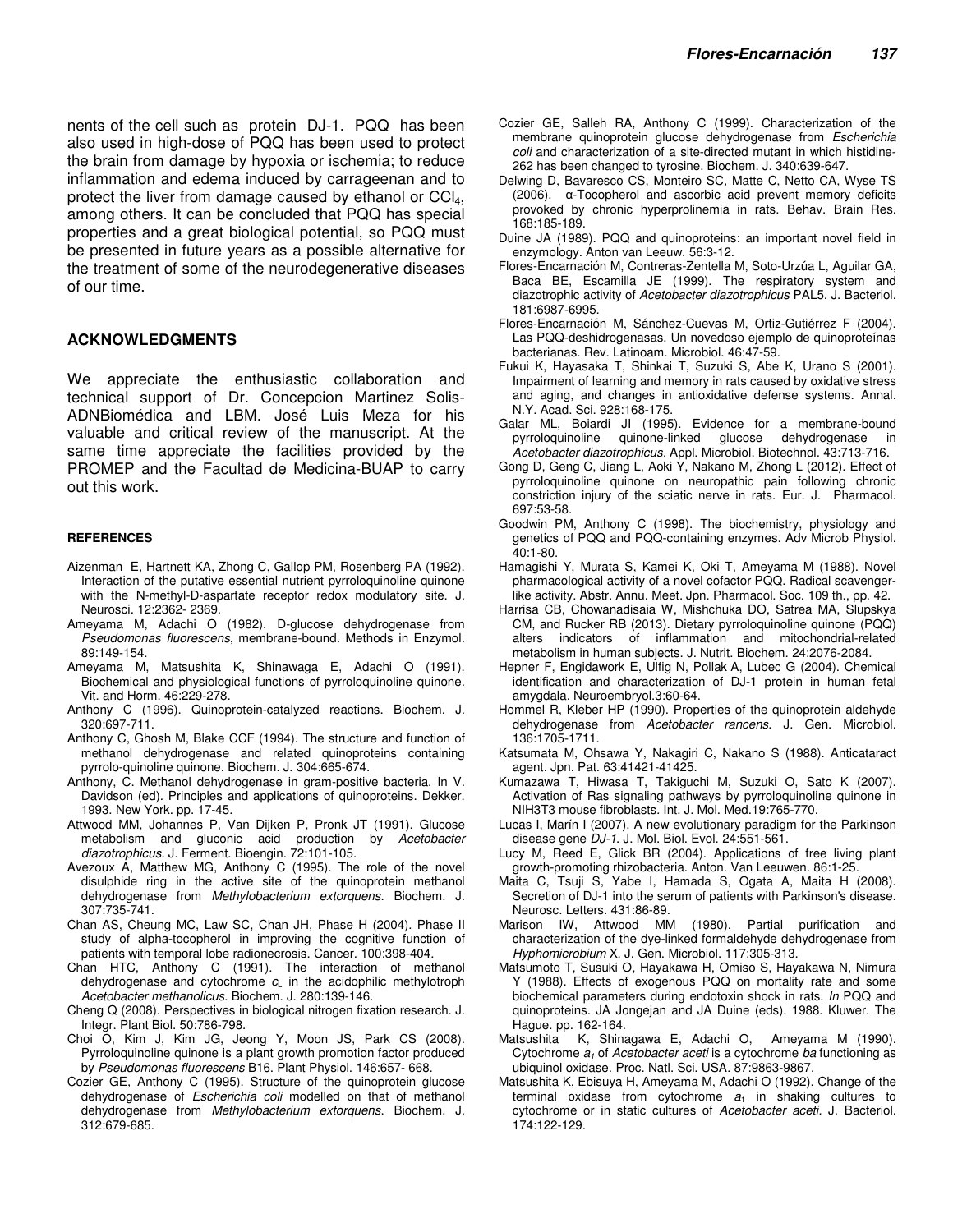nents of the cell such as protein DJ-1. PQQ has been also used in high-dose of PQQ has been used to protect the brain from damage by hypoxia or ischemia; to reduce inflammation and edema induced by carrageenan and to protect the liver from damage caused by ethanol or $CCl_4$, among others. It can be concluded that PQQ has special properties and a great biological potential, so PQQ must be presented in future years as a possible alternative for the treatment of some of the neurodegenerative diseases of our time.

## ACKNOWLEDGMENTS

We appreciate the enthusiastic collaboration and technical support of Dr. Concepcion Martinez Solis-ADNBiomédica and LBM. José Luis Meza for his valuable and critical review of the manuscript. At the same time appreciate the facilities provided by the PROMEP and the Facultad de Medicina-BUAP to carry out this work.

## REFERENCES

Aizenman E, Hartnett KA, Zhong C, Gallop PM, Rosenberg PA (1992). Interaction of the putative essential nutrient pyrroloquinoline quinone with the N-methyl-D-aspartate receptor redox modulatory site. J. Neurosci. 12:2362- 2369.

Ameyama M, Adachi O (1982). D-glucose dehydrogenase from *Pseudomonas fluorescens*, membrane-bound. Methods in Enzymol. 89:149-154.

Ameyama M, Matsushita K, Shinawaga E, Adachi O (1991). Biochemical and physiological functions of pyrroloquinoline quinone. Vit. and Horm. 46:229-278.

Anthony C (1996). Quinoprotein-catalyzed reactions. Biochem. J. 320:697-711.

Anthony C, Ghosh M, Blake CCF (1994). The structure and function of methanol dehydrogenase and related quinoproteins containing pyrrolo-quinoline quinone. Biochem. J. 304:665-674.

Anthony, C. Methanol dehydrogenase in gram-positive bacteria. In V. Davidson (ed). Principles and applications of quinoproteins. Dekker. 1993. New York. pp. 17-45.

Attwood MM, Johannes P, Van Dijken P, Pronk JT (1991). Glucose metabolism and gluconic acid production by *Acetobacter diazotrophicus*. J. Ferment. Bioengin. 72:101-105.

Avezoux A, Matthew MG, Anthony C (1995). The role of the novel disulphide ring in the active site of the quinoprotein methanol dehydrogenase from *Methylobacterium extorquens*. Biochem. J. 307:735-741.

Chan AS, Cheung MC, Law SC, Chan JH, Phase H (2004). Phase II study of alpha-tocopherol in improving the cognitive function of patients with temporal lobe radionecrosis. Cancer. 100:398-404.

Chan HTC, Anthony C (1991). The interaction of methanol dehydrogenase and cytochrome $c_L$ in the acidophilic methylotroph *Acetobacter methanolicus*. Biochem. J. 280:139-146.

Cheng Q (2008). Perspectives in biological nitrogen fixation research. J. Integr. Plant Biol. 50:786-798.

Choi O, Kim J, Kim JG, Jeong Y, Moon JS, Park CS (2008). Pyrroloquinoline quinone is a plant growth promotion factor produced by *Pseudomonas fluorescens* B16. Plant Physiol. 146:657- 668.

Cozier GE, Anthony C (1995). Structure of the quinoprotein glucose dehydrogenase of *Escherichia coli* modelled on that of methanol dehydrogenase from *Methylobacterium extorquens*. Biochem. J. 312:679-685.

Cozier GE, Salleh RA, Anthony C (1999). Characterization of the membrane quinoprotein glucose dehydrogenase from *Escherichia coli* and characterization of a site-directed mutant in which histidine-262 has been changed to tyrosine. Biochem. J. 340:639-647.

Delwing D, Bavaresco CS, Monteiro SC, Matte C, Netto CA, Wyse TS (2006). α-Tocopherol and ascorbic acid prevent memory deficits provoked by chronic hyperprolinemia in rats. Behav. Brain Res. 168:185-189.

Duine JA (1989). PQQ and quinoproteins: an important novel field in enzymology. Anton van Leeuw. 56:3-12.

Flores-Encarnación M, Contreras-Zentella M, Soto-Urzúa L, Aguilar GA, Baca BE, Escamilla JE (1999). The respiratory system and diazotrophic activity of *Acetobacter diazotrophicus* PAL5. J. Bacteriol. 181:6987-6995.

Flores-Encarnación M, Sánchez-Cuevas M, Ortiz-Gutiérrez F (2004). Las PQQ-deshidrogenasas. Un novedoso ejemplo de quinoproteínas bacterianas. Rev. Latinoam. Microbiol. 46:47-59.

Fukui K, Hayasaka T, Shinkai T, Suzuki S, Abe K, Urano S (2001). Impairment of learning and memory in rats caused by oxidative stress and aging, and changes in antioxidative defense systems. Annal. N.Y. Acad. Sci. 928:168-175.

Galar ML, Boiardi JI (1995). Evidence for a membrane-bound pyrroloquinoline quinone-linked glucose dehydrogenase in *Acetobacter diazotrophicus*. Appl. Microbiol. Biotechnol. 43:713-716.

Gong D, Geng C, Jiang L, Aoki Y, Nakano M, Zhong L (2012). Effect of pyrroloquinoline quinone on neuropathic pain following chronic constriction injury of the sciatic nerve in rats. Eur. J. Pharmacol. 697:53-58.

Goodwin PM, Anthony C (1998). The biochemistry, physiology and genetics of PQQ and PQQ-containing enzymes. Adv Microb Physiol. 40:1-80.

Hamagishi Y, Murata S, Kamei K, Oki T, Ameyama M (1988). Novel pharmacological activity of a novel cofactor PQQ. Radical scavenger-like activity. Abstr. Annu. Meet. Jpn. Pharmacol. Soc. 109 th., pp. 42.

Harrisa CB, Chowanadisaia W, Mishchuka DO, Satrea MA, Slupskya CM, and Rucker RB (2013). Dietary pyrroloquinoline quinone (PQQ) alters indicators of inflammation and mitochondrial-related metabolism in human subjects. J. Nutrit. Biochem. 24:2076-2084.

Hepner F, Engidawork E, Ulfig N, Pollak A, Lubec G (2004). Chemical identification and characterization of DJ-1 protein in human fetal amygdala. Neuroembryol.3:60-64.

Hommel R, Kleber HP (1990). Properties of the quinoprotein aldehyde dehydrogenase from *Acetobacter rancens*. J. Gen. Microbiol. 136:1705-1711.

Katsumata M, Ohsawa Y, Nakagiri C, Nakano S (1988). Anticataract agent. Jpn. Pat. 63:41421-41425.

Kumazawa T, Hiwasa T, Takiguchi M, Suzuki O, Sato K (2007). Activation of Ras signaling pathways by pyrroloquinoline quinone in NIH3T3 mouse fibroblasts. Int. J. Mol. Med.19:765-770.

Lucas I, Marín I (2007). A new evolutionary paradigm for the Parkinson disease gene *DJ-1*. J. Mol. Biol. Evol. 24:551-561.

Lucy M, Reed E, Glick BR (2004). Applications of free living plant growth-promoting rhizobacteria. Anton. Van Leeuwen. 86:1-25.

Maita C, Tsuji S, Yabe I, Hamada S, Ogata A, Maita H (2008). Secretion of DJ-1 into the serum of patients with Parkinson's disease. Neurosc. Letters. 431:86-89.

Marison IW, Attwood MM (1980). Partial purification and characterization of the dye-linked formaldehyde dehydrogenase from *Hyphomicrobium* X. J. Gen. Microbiol. 117:305-313.

Matsumoto T, Susuki O, Hayakawa H, Omiso S, Hayakawa N, Nimura Y (1988). Effects of exogenous PQQ on mortality rate and some biochemical parameters during endotoxin shock in rats. *In* PQQ and quinoproteins. JA Jongejan and JA Duine (eds). 1988. Kluwer. The Hague. pp. 162-164.

Matsushita K, Shinagawa E, Adachi O, Ameyama M (1990). Cytochrome $a_1$ of *Acetobacter aceti* is a cytochrome *ba* functioning as ubiquinol oxidase. Proc. Natl. Sci. USA. 87:9863-9867.

Matsushita K, Ebisuya H, Ameyama M, Adachi O (1992). Change of the terminal oxidase from cytochrome $a_1$ in shaking cultures to cytochrome or in static cultures of *Acetobacter aceti*. J. Bacteriol. 174:122-129.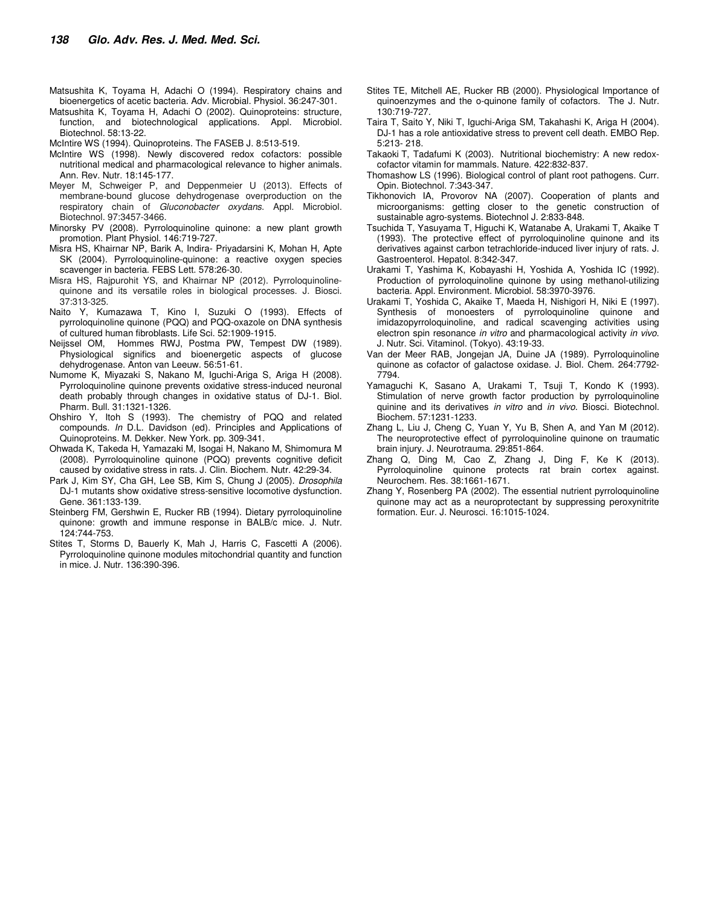Matsushita K, Toyama H, Adachi O (1994). Respiratory chains and bioenergetics of acetic bacteria. Adv. Microbial. Physiol. 36:247-301.

Matsushita K, Toyama H, Adachi O (2002). Quinoproteins: structure, function, and biotechnological applications. Appl. Microbiol. Biotechnol. 58:13-22.

McIntire WS (1994). Quinoproteins. The FASEB J. 8:513-519.

McIntire WS (1998). Newly discovered redox cofactors: possible nutritional medical and pharmacological relevance to higher animals. Ann. Rev. Nutr. 18:145-177.

Meyer M, Schweiger P, and Deppenmeier U (2013). Effects of membrane-bound glucose dehydrogenase overproduction on the respiratory chain of *Gluconobacter oxydans*. Appl. Microbiol. Biotechnol. 97:3457-3466.

Minorsky PV (2008). Pyrroloquinoline quinone: a new plant growth promotion. Plant Physiol. 146:719-727.

Misra HS, Khairnar NP, Barik A, Indira- Priyadarsini K, Mohan H, Apte SK (2004). Pyrroloquinoline-quinone: a reactive oxygen species scavenger in bacteria. FEBS Lett. 578:26-30.

Misra HS, Rajpurohit YS, and Khairnar NP (2012). Pyrroloquinoline-quinone and its versatile roles in biological processes. J. Biosci. 37:313-325.

Naito Y, Kumazawa T, Kino I, Suzuki O (1993). Effects of pyrroloquinoline quinone (PQQ) and PQQ-oxazole on DNA synthesis of cultured human fibroblasts. Life Sci. 52:1909-1915.

Neijssel OM, Hommes RWJ, Postma PW, Tempest DW (1989). Physiological significs and bioenergetic aspects of glucose dehydrogenase. Anton van Leeuw. 56:51-61.

Numome K, Miyazaki S, Nakano M, Iguchi-Ariga S, Ariga H (2008). Pyrroloquinoline quinone prevents oxidative stress-induced neuronal death probably through changes in oxidative status of DJ-1. Biol. Pharm. Bull. 31:1321-1326.

Ohshiro Y, Itoh S (1993). The chemistry of PQQ and related compounds. *In* D.L. Davidson (ed). Principles and Applications of Quinoproteins. M. Dekker. New York. pp. 309-341.

Ohwada K, Takeda H, Yamazaki M, Isogai H, Nakano M, Shimomura M (2008). Pyrroloquinoline quinone (PQQ) prevents cognitive deficit caused by oxidative stress in rats. J. Clin. Biochem. Nutr. 42:29-34.

Park J, Kim SY, Cha GH, Lee SB, Kim S, Chung J (2005). *Drosophila* DJ-1 mutants show oxidative stress-sensitive locomotive dysfunction. Gene. 361:133-139.

Steinberg FM, Gershwin E, Rucker RB (1994). Dietary pyrroloquinoline quinone: growth and immune response in BALB/c mice. J. Nutr. 124:744-753.

Stites T, Storms D, Bauerly K, Mah J, Harris C, Fascetti A (2006). Pyrroloquinoline quinone modules mitochondrial quantity and function in mice. J. Nutr. 136:390-396.

Stites TE, Mitchell AE, Rucker RB (2000). Physiological Importance of quinoenzymes and the o-quinone family of cofactors. The J. Nutr. 130:719-727.

Taira T, Saito Y, Niki T, Iguchi-Ariga SM, Takahashi K, Ariga H (2004). DJ-1 has a role antioxidative stress to prevent cell death. EMBO Rep. 5:213- 218.

Takaoki T, Tadafumi K (2003). Nutritional biochemistry: A new redox-cofactor vitamin for mammals. Nature. 422:832-837.

Thomashow LS (1996). Biological control of plant root pathogens. Curr. Opin. Biotechnol. 7:343-347.

Tikhonovich IA, Provorov NA (2007). Cooperation of plants and microorganisms: getting closer to the genetic construction of sustainable agro-systems. Biotechnol J. 2:833-848.

Tsuchida T, Yasuyama T, Higuchi K, Watanabe A, Urakami T, Akaike T (1993). The protective effect of pyrroloquinoline quinone and its derivatives against carbon tetrachloride-induced liver injury of rats. J. Gastroenterol. Hepatol. 8:342-347.

Urakami T, Yashima K, Kobayashi H, Yoshida A, Yoshida IC (1992). Production of pyrroloquinoline quinone by using methanol-utilizing bacteria. Appl. Environment. Microbiol. 58:3970-3976.

Urakami T, Yoshida C, Akaike T, Maeda H, Nishigori H, Niki E (1997). Synthesis of monoesters of pyrroloquinoline quinone and imidazopyrroloquinoline, and radical scavenging activities using electron spin resonance *in vitro* and pharmacological activity *in vivo*. J. Nutr. Sci. Vitaminol. (Tokyo). 43:19-33.

Van der Meer RAB, Jongejan JA, Duine JA (1989). Pyrroloquinoline quinone as cofactor of galactose oxidase. J. Biol. Chem. 264:7792-7794.

Yamaguchi K, Sasano A, Urakami T, Tsuji T, Kondo K (1993). Stimulation of nerve growth factor production by pyrroloquinoline quinine and its derivatives *in vitro* and *in vivo*. Biosci. Biotechnol. Biochem. 57:1231-1233.

Zhang L, Liu J, Cheng C, Yuan Y, Yu B, Shen A, and Yan M (2012). The neuroprotective effect of pyrroloquinoline quinone on traumatic brain injury. J. Neurotrauma. 29:851-864.

Zhang Q, Ding M, Cao Z, Zhang J, Ding F, Ke K (2013). Pyrroloquinoline quinone protects rat brain cortex against. Neurochem. Res. 38:1661-1671.

Zhang Y, Rosenberg PA (2002). The essential nutrient pyrroloquinoline quinone may act as a neuroprotectant by suppressing peroxynitrite formation. Eur. J. Neurosci. 16:1015-1024.